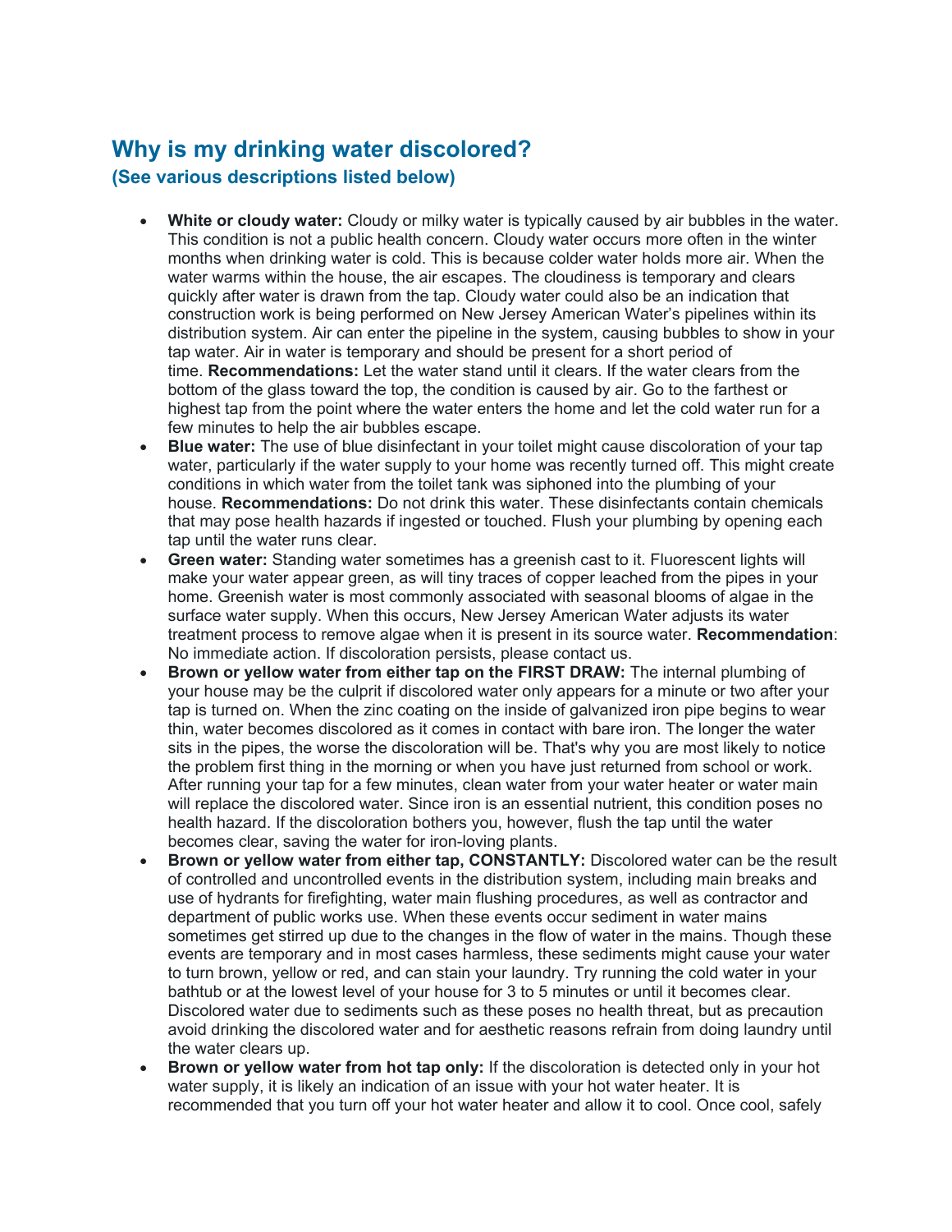## Why is my drinking water discolored?

### (See various descriptions listed below)

- **White or cloudy water:** Cloudy or milky water is typically caused by air bubbles in the water. This condition is not a public health concern. Cloudy water occurs more often in the winter months when drinking water is cold. This is because colder water holds more air. When the water warms within the house, the air escapes. The cloudiness is temporary and clears quickly after water is drawn from the tap. Cloudy water could also be an indication that construction work is being performed on New Jersey American Water's pipelines within its distribution system. Air can enter the pipeline in the system, causing bubbles to show in your tap water. Air in water is temporary and should be present for a short period of time. **Recommendations:** Let the water stand until it clears. If the water clears from the bottom of the glass toward the top, the condition is caused by air. Go to the farthest or highest tap from the point where the water enters the home and let the cold water run for a few minutes to help the air bubbles escape.
- **Blue water:** The use of blue disinfectant in your toilet might cause discoloration of your tap water, particularly if the water supply to your home was recently turned off. This might create conditions in which water from the toilet tank was siphoned into the plumbing of your house. **Recommendations:** Do not drink this water. These disinfectants contain chemicals that may pose health hazards if ingested or touched. Flush your plumbing by opening each tap until the water runs clear.
- **Green water:** Standing water sometimes has a greenish cast to it. Fluorescent lights will make your water appear green, as will tiny traces of copper leached from the pipes in your home. Greenish water is most commonly associated with seasonal blooms of algae in the surface water supply. When this occurs, New Jersey American Water adjusts its water treatment process to remove algae when it is present in its source water. **Recommendation**: No immediate action. If discoloration persists, please contact us.
- **Brown or yellow water from either tap on the FIRST DRAW:** The internal plumbing of your house may be the culprit if discolored water only appears for a minute or two after your tap is turned on. When the zinc coating on the inside of galvanized iron pipe begins to wear thin, water becomes discolored as it comes in contact with bare iron. The longer the water sits in the pipes, the worse the discoloration will be. That's why you are most likely to notice the problem first thing in the morning or when you have just returned from school or work. After running your tap for a few minutes, clean water from your water heater or water main will replace the discolored water. Since iron is an essential nutrient, this condition poses no health hazard. If the discoloration bothers you, however, flush the tap until the water becomes clear, saving the water for iron-loving plants.
- **Brown or yellow water from either tap, CONSTANTLY:** Discolored water can be the result of controlled and uncontrolled events in the distribution system, including main breaks and use of hydrants for firefighting, water main flushing procedures, as well as contractor and department of public works use. When these events occur sediment in water mains sometimes get stirred up due to the changes in the flow of water in the mains. Though these events are temporary and in most cases harmless, these sediments might cause your water to turn brown, yellow or red, and can stain your laundry. Try running the cold water in your bathtub or at the lowest level of your house for 3 to 5 minutes or until it becomes clear. Discolored water due to sediments such as these poses no health threat, but as precaution avoid drinking the discolored water and for aesthetic reasons refrain from doing laundry until the water clears up.
- **Brown or yellow water from hot tap only:** If the discoloration is detected only in your hot water supply, it is likely an indication of an issue with your hot water heater. It is recommended that you turn off your hot water heater and allow it to cool. Once cool, safely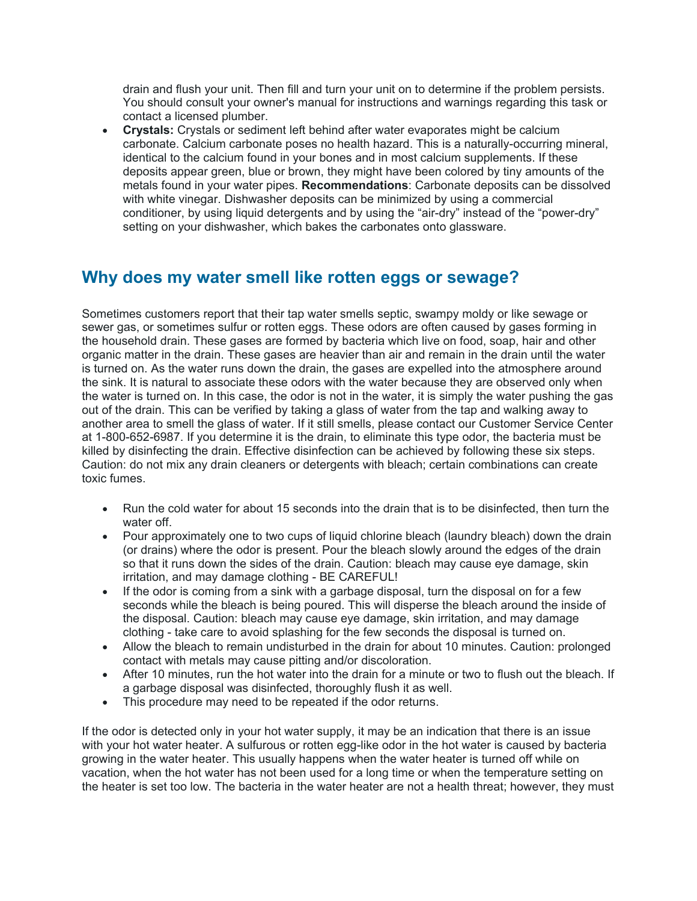drain and flush your unit. Then fill and turn your unit on to determine if the problem persists. You should consult your owner's manual for instructions and warnings regarding this task or contact a licensed plumber.

- **Crystals:** Crystals or sediment left behind after water evaporates might be calcium carbonate. Calcium carbonate poses no health hazard. This is a naturally-occurring mineral, identical to the calcium found in your bones and in most calcium supplements. If these deposits appear green, blue or brown, they might have been colored by tiny amounts of the metals found in your water pipes. **Recommendations**: Carbonate deposits can be dissolved with white vinegar. Dishwasher deposits can be minimized by using a commercial conditioner, by using liquid detergents and by using the "air-dry" instead of the "power-dry" setting on your dishwasher, which bakes the carbonates onto glassware.

## Why does my water smell like rotten eggs or sewage?

Sometimes customers report that their tap water smells septic, swampy moldy or like sewage or sewer gas, or sometimes sulfur or rotten eggs. These odors are often caused by gases forming in the household drain. These gases are formed by bacteria which live on food, soap, hair and other organic matter in the drain. These gases are heavier than air and remain in the drain until the water is turned on. As the water runs down the drain, the gases are expelled into the atmosphere around the sink. It is natural to associate these odors with the water because they are observed only when the water is turned on. In this case, the odor is not in the water, it is simply the water pushing the gas out of the drain. This can be verified by taking a glass of water from the tap and walking away to another area to smell the glass of water. If it still smells, please contact our Customer Service Center at 1-800-652-6987. If you determine it is the drain, to eliminate this type odor, the bacteria must be killed by disinfecting the drain. Effective disinfection can be achieved by following these six steps. Caution: do not mix any drain cleaners or detergents with bleach; certain combinations can create toxic fumes.

- Run the cold water for about 15 seconds into the drain that is to be disinfected, then turn the water off.
- Pour approximately one to two cups of liquid chlorine bleach (laundry bleach) down the drain (or drains) where the odor is present. Pour the bleach slowly around the edges of the drain so that it runs down the sides of the drain. Caution: bleach may cause eye damage, skin irritation, and may damage clothing - BE CAREFUL!
- If the odor is coming from a sink with a garbage disposal, turn the disposal on for a few seconds while the bleach is being poured. This will disperse the bleach around the inside of the disposal. Caution: bleach may cause eye damage, skin irritation, and may damage clothing - take care to avoid splashing for the few seconds the disposal is turned on.
- Allow the bleach to remain undisturbed in the drain for about 10 minutes. Caution: prolonged contact with metals may cause pitting and/or discoloration.
- After 10 minutes, run the hot water into the drain for a minute or two to flush out the bleach. If a garbage disposal was disinfected, thoroughly flush it as well.
- This procedure may need to be repeated if the odor returns.

If the odor is detected only in your hot water supply, it may be an indication that there is an issue with your hot water heater. A sulfurous or rotten egg-like odor in the hot water is caused by bacteria growing in the water heater. This usually happens when the water heater is turned off while on vacation, when the hot water has not been used for a long time or when the temperature setting on the heater is set too low. The bacteria in the water heater are not a health threat; however, they must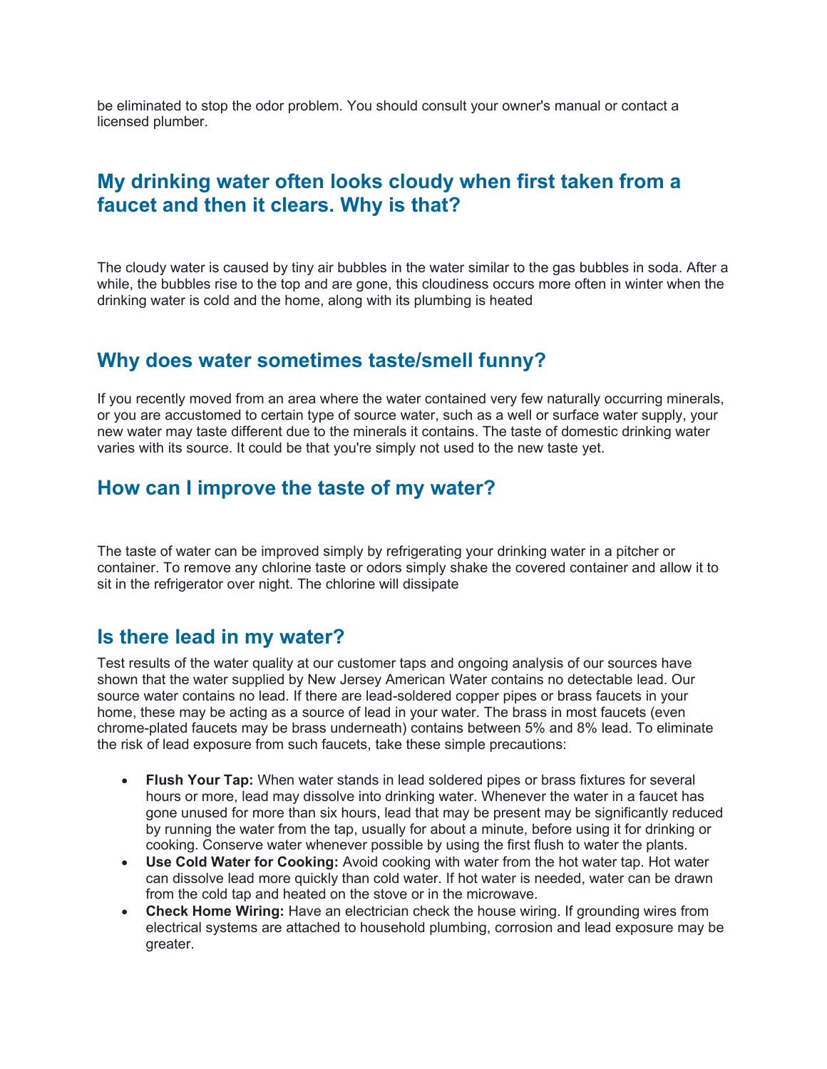be eliminated to stop the odor problem. You should consult your owner's manual or contact a licensed plumber.

## My drinking water often looks cloudy when first taken from a faucet and then it clears. Why is that?

The cloudy water is caused by tiny air bubbles in the water similar to the gas bubbles in soda. After a while, the bubbles rise to the top and are gone, this cloudiness occurs more often in winter when the drinking water is cold and the home, along with its plumbing is heated

## Why does water sometimes taste/smell funny?

If you recently moved from an area where the water contained very few naturally occurring minerals, or you are accustomed to certain type of source water, such as a well or surface water supply, your new water may taste different due to the minerals it contains. The taste of domestic drinking water varies with its source. It could be that you're simply not used to the new taste yet.

## How can I improve the taste of my water?

The taste of water can be improved simply by refrigerating your drinking water in a pitcher or container. To remove any chlorine taste or odors simply shake the covered container and allow it to sit in the refrigerator over night. The chlorine will dissipate

## Is there lead in my water?

Test results of the water quality at our customer taps and ongoing analysis of our sources have shown that the water supplied by New Jersey American Water contains no detectable lead. Our source water contains no lead. If there are lead-soldered copper pipes or brass faucets in your home, these may be acting as a source of lead in your water. The brass in most faucets (even chrome-plated faucets may be brass underneath) contains between 5% and 8% lead. To eliminate the risk of lead exposure from such faucets, take these simple precautions:

- **Flush Your Tap:** When water stands in lead soldered pipes or brass fixtures for several hours or more, lead may dissolve into drinking water. Whenever the water in a faucet has gone unused for more than six hours, lead that may be present may be significantly reduced by running the water from the tap, usually for about a minute, before using it for drinking or cooking. Conserve water whenever possible by using the first flush to water the plants.
- **Use Cold Water for Cooking:** Avoid cooking with water from the hot water tap. Hot water can dissolve lead more quickly than cold water. If hot water is needed, water can be drawn from the cold tap and heated on the stove or in the microwave.
- **Check Home Wiring:** Have an electrician check the house wiring. If grounding wires from electrical systems are attached to household plumbing, corrosion and lead exposure may be greater.